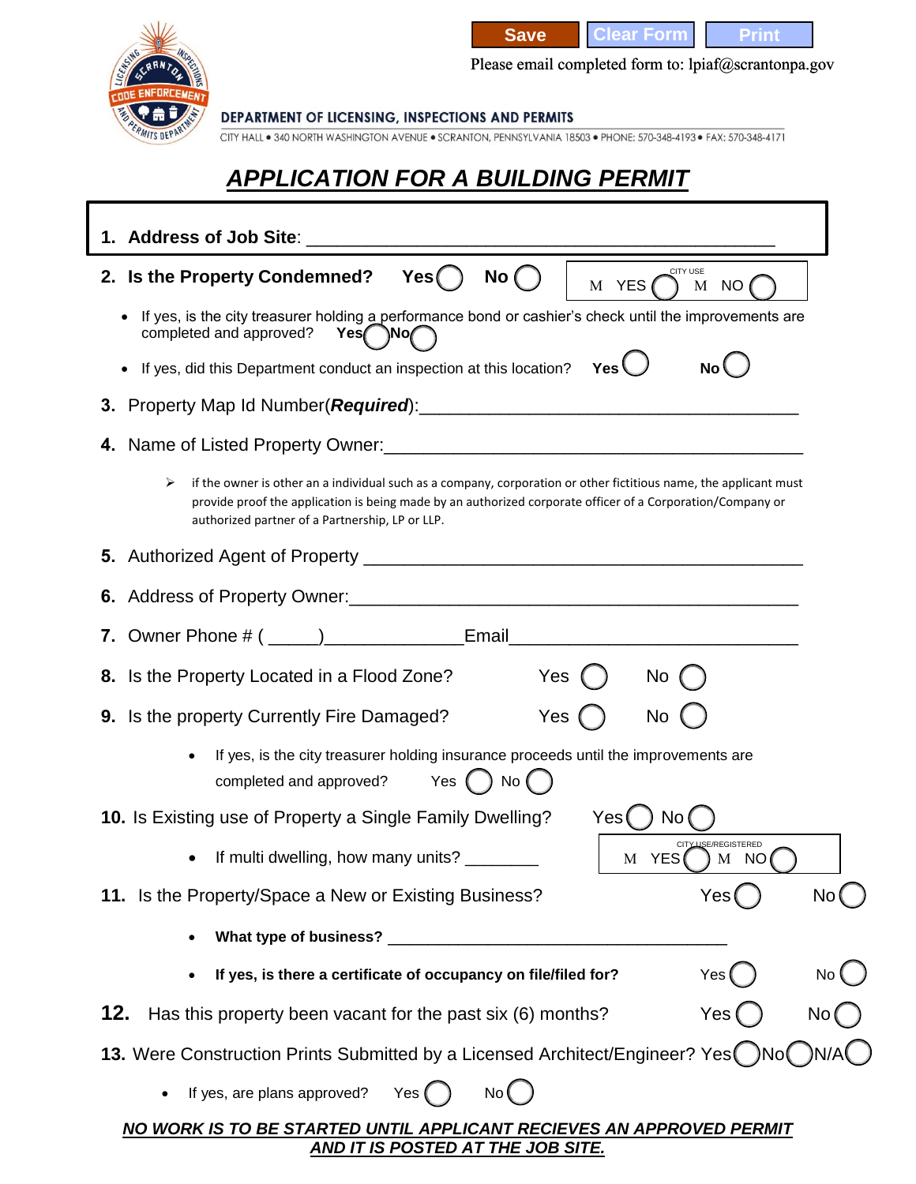Save | Clear Form | Print

Please email completed form to: lpiaf@scrantonpa.gov

DEPARTMENT OF LICENSING, INSPECTIONS AND PERMITS

CITY HALL • 340 NORTH WASHINGTON AVENUE • SCRANTON, PENNSYLVANIA 18503 • PHONE: 570-348-4193 • FAX: 570-348-4171

# *APPLICATION FOR A BUILDING PERMIT*

**1. Address of Job Site**: ______________________________________________

**2. Is the Property Condemned?** **Yes** ◯ **No** ◯ &nbsp;&nbsp;&nbsp; CITY USE: M YES ◯ M NO ◯

- If yes, is the city treasurer holding a performance bond or cashier's check until the improvements are completed and approved? **Yes** ◯ **No** ◯
- If yes, did this Department conduct an inspection at this location? **Yes** ◯ **No** ◯

**3.** Property Map Id Number(***Required***):______________________________________

**4.** Name of Listed Property Owner:__________________________________________

> if the owner is other an a individual such as a company, corporation or other fictitious name, the applicant must provide proof the application is being made by an authorized corporate officer of a Corporation/Company or authorized partner of a Partnership, LP or LLP.

**5.** Authorized Agent of Property ____________________________________________

**6.** Address of Property Owner:_____________________________________________

**7.** Owner Phone # ( _____)______________Email_____________________________

**8.** Is the Property Located in a Flood Zone? Yes ◯ No ◯

**9.** Is the property Currently Fire Damaged? Yes ◯ No ◯

- If yes, is the city treasurer holding insurance proceeds until the improvements are completed and approved? Yes ◯ No ◯

**10.** Is Existing use of Property a Single Family Dwelling? Yes ◯ No ◯

- If multi dwelling, how many units? ________ &nbsp;&nbsp;&nbsp; CITY USE/REGISTERED: M YES ◯ M NO ◯

**11.** Is the Property/Space a New or Existing Business? Yes ◯ No ◯

- **What type of business?** ____________________________________
- **If yes, is there a certificate of occupancy on file/filed for?** Yes ◯ No ◯

**12.** Has this property been vacant for the past six (6) months? Yes ◯ No ◯

**13.** Were Construction Prints Submitted by a Licensed Architect/Engineer? Yes ◯ No ◯ N/A ◯

- If yes, are plans approved? Yes ◯ No ◯

***NO WORK IS TO BE STARTED UNTIL APPLICANT RECIEVES AN APPROVED PERMIT AND IT IS POSTED AT THE JOB SITE.***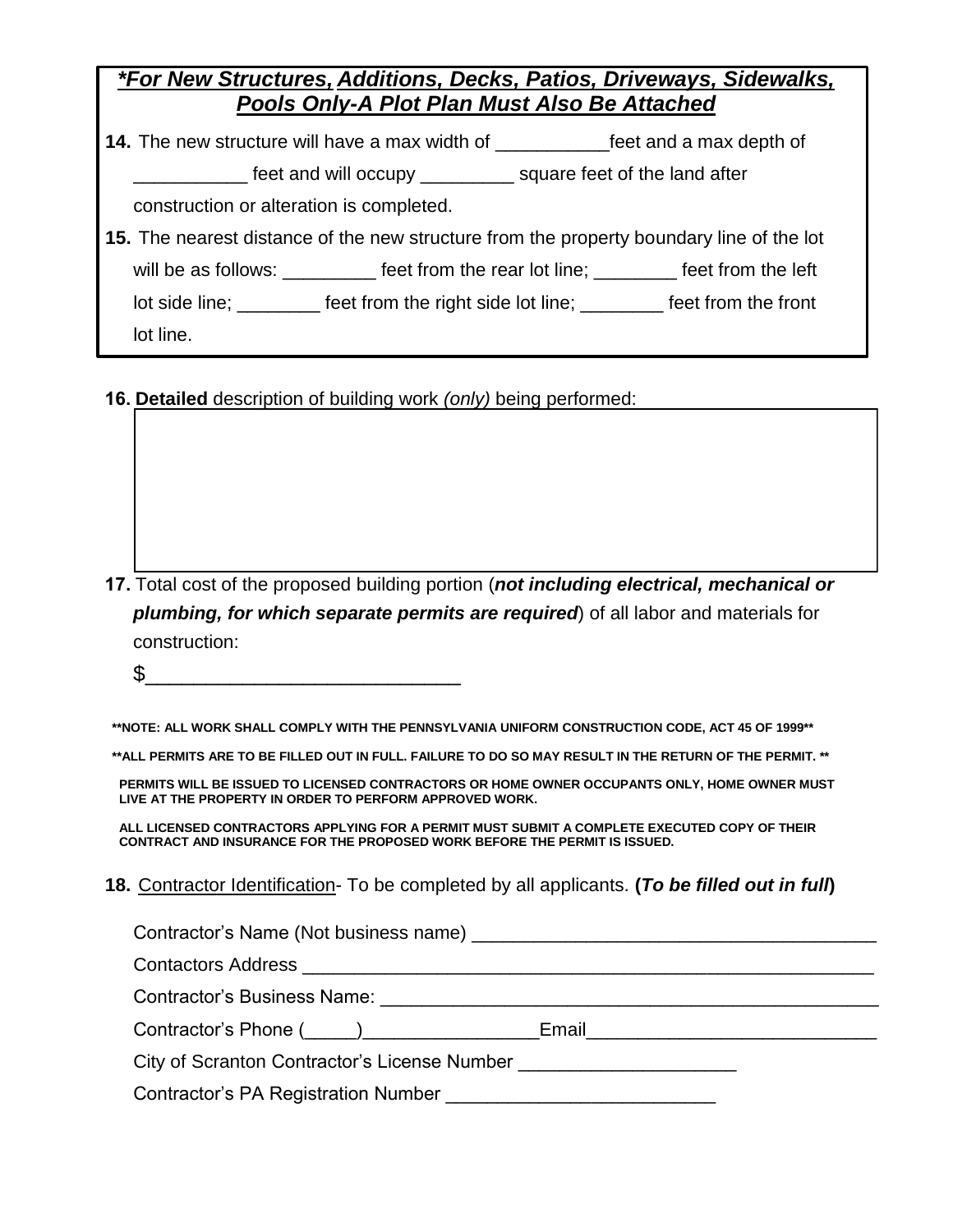***\*For New Structures, Additions, Decks, Patios, Driveways, Sidewalks, Pools Only-A Plot Plan Must Also Be Attached***

**14.** The new structure will have a max width of ___________feet and a max depth of ___________ feet and will occupy _________ square feet of the land after construction or alteration is completed.

**15.** The nearest distance of the new structure from the property boundary line of the lot will be as follows: _________ feet from the rear lot line; ________ feet from the left lot side line; ________ feet from the right side lot line; ________ feet from the front lot line.

**16. Detailed** description of building work *(only)* being performed:

**17.** Total cost of the proposed building portion (***not including electrical, mechanical or plumbing, for which separate permits are required***) of all labor and materials for construction:

$____________________________

**\*\*NOTE: ALL WORK SHALL COMPLY WITH THE PENNSYLVANIA UNIFORM CONSTRUCTION CODE, ACT 45 OF 1999\*\***

**\*\*ALL PERMITS ARE TO BE FILLED OUT IN FULL. FAILURE TO DO SO MAY RESULT IN THE RETURN OF THE PERMIT. \*\***

**PERMITS WILL BE ISSUED TO LICENSED CONTRACTORS OR HOME OWNER OCCUPANTS ONLY, HOME OWNER MUST LIVE AT THE PROPERTY IN ORDER TO PERFORM APPROVED WORK.**

**ALL LICENSED CONTRACTORS APPLYING FOR A PERMIT MUST SUBMIT A COMPLETE EXECUTED COPY OF THEIR CONTRACT AND INSURANCE FOR THE PROPOSED WORK BEFORE THE PERMIT IS ISSUED.**

**18.** Contractor Identification- To be completed by all applicants. **(*To be filled out in full*)**

Contractor's Name (Not business name) _______________________________________

Contactors Address ________________________________________________________

Contractor's Business Name: __________________________________________________

Contractor's Phone (_____)_________________Email____________________________

City of Scranton Contractor's License Number _____________________

Contractor's PA Registration Number __________________________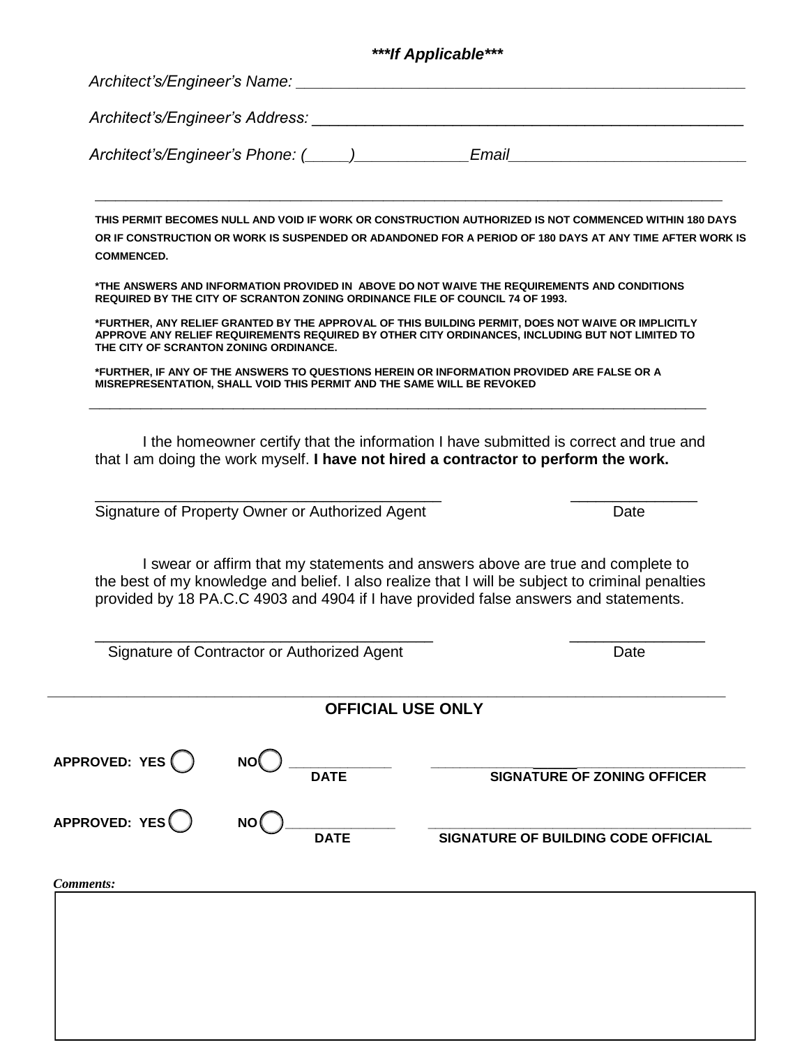***\*If Applicable\****

*Architect's/Engineer's Name: ______________________________________________________*

*Architect's/Engineer's Address: ____________________________________________________*

*Architect's/Engineer's Phone: (_____)_____________Email___________________________*

---

**THIS PERMIT BECOMES NULL AND VOID IF WORK OR CONSTRUCTION AUTHORIZED IS NOT COMMENCED WITHIN 180 DAYS OR IF CONSTRUCTION OR WORK IS SUSPENDED OR ADANDONED FOR A PERIOD OF 180 DAYS AT ANY TIME AFTER WORK IS COMMENCED.**

**\*THE ANSWERS AND INFORMATION PROVIDED IN ABOVE DO NOT WAIVE THE REQUIREMENTS AND CONDITIONS REQUIRED BY THE CITY OF SCRANTON ZONING ORDINANCE FILE OF COUNCIL 74 OF 1993.**

**\*FURTHER, ANY RELIEF GRANTED BY THE APPROVAL OF THIS BUILDING PERMIT, DOES NOT WAIVE OR IMPLICITLY APPROVE ANY RELIEF REQUIREMENTS REQUIRED BY OTHER CITY ORDINANCES, INCLUDING BUT NOT LIMITED TO THE CITY OF SCRANTON ZONING ORDINANCE.**

**\*FURTHER, IF ANY OF THE ANSWERS TO QUESTIONS HEREIN OR INFORMATION PROVIDED ARE FALSE OR A MISREPRESENTATION, SHALL VOID THIS PERMIT AND THE SAME WILL BE REVOKED**

---

I the homeowner certify that the information I have submitted is correct and true and that I am doing the work myself. **I have not hired a contractor to perform the work.**

________________________________________ ______________
Signature of Property Owner or Authorized Agent Date

I swear or affirm that my statements and answers above are true and complete to the best of my knowledge and belief. I also realize that I will be subject to criminal penalties provided by 18 PA.C.C 4903 and 4904 if I have provided false answers and statements.

________________________________________ ______________
Signature of Contractor or Authorized Agent Date

---

## OFFICIAL USE ONLY

**APPROVED: YES** ◯ **NO** ◯ ____________ ______________________________
**DATE** **SIGNATURE OF ZONING OFFICER**

**APPROVED: YES** ◯ **NO** ◯ ____________ ______________________________
**DATE** **SIGNATURE OF BUILDING CODE OFFICIAL**

***Comments:***